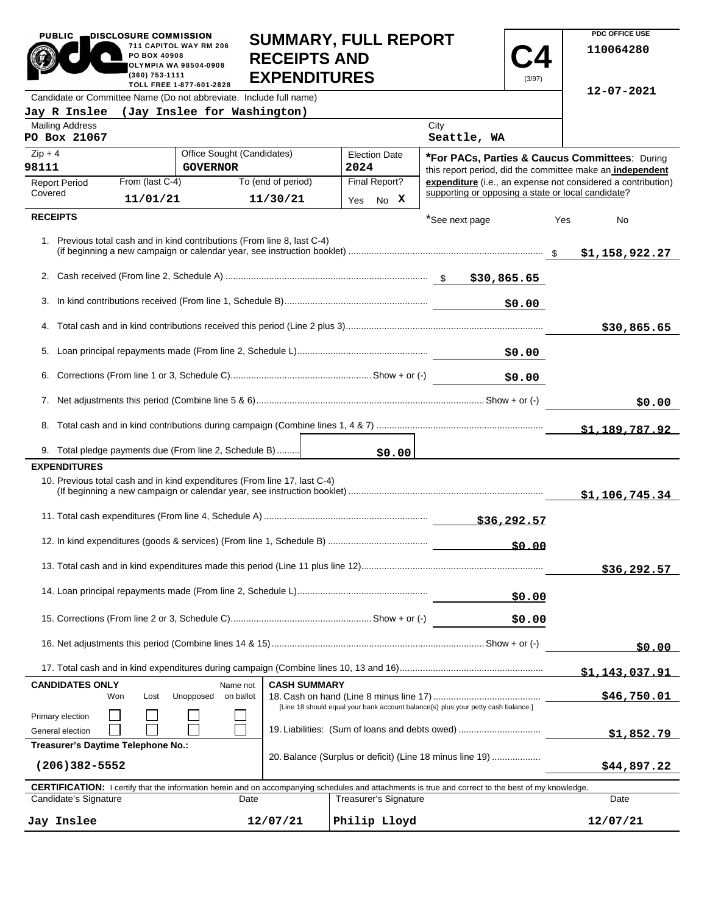PUBLIC DISCLOSURE COMMISSION
711 CAPITOL WAY RM 206
PO BOX 40908
OLYMPIA WA 98504-0908
(360) 753-1111
TOLL FREE 1-877-601-2828

# SUMMARY, FULL REPORT RECEIPTS AND EXPENDITURES

**C4** (3/97)

PDC OFFICE USE
110064280
12-07-2021

| Candidate or Committee Name (Do not abbreviate. Include full name) | | | |
|---|---|---|---|
| Jay R Inslee (Jay Inslee for Washington) | | | |
| Mailing Address: PO Box 21067 | | City: Seattle, WA | |
| Zip + 4: 98111 | Office Sought (Candidates): GOVERNOR | Election Date: 2024 | |
| Report Period Covered | From (last C-4): 11/01/21 | To (end of period): 11/30/21 | Final Report? Yes No X |

***For PACs, Parties & Caucus Committees**: During this report period, did the committee make an **independent expenditure** (i.e., an expense not considered a contribution) supporting or opposing a state or local candidate?

*See next page Yes No

## RECEIPTS

| Line | Description | Amount | Total |
|---|---|---|---|
| 1. | Previous total cash and in kind contributions (From line 8, last C-4) (if beginning a new campaign or calendar year, see instruction booklet) | | $1,158,922.27 |
| 2. | Cash received (From line 2, Schedule A) | $30,865.65 | |
| 3. | In kind contributions received (From line 1, Schedule B) | $0.00 | |
| 4. | Total cash and in kind contributions received this period (Line 2 plus 3) | | $30,865.65 |
| 5. | Loan principal repayments made (From line 2, Schedule L) | $0.00 | |
| 6. | Corrections (From line 1 or 3, Schedule C) Show + or (-) | $0.00 | |
| 7. | Net adjustments this period (Combine line 5 & 6) Show + or (-) | | $0.00 |
| 8. | Total cash and in kind contributions during campaign (Combine lines 1, 4 & 7) | | $1,189,787.92 |
| 9. | Total pledge payments due (From line 2, Schedule B) | $0.00 | |

## EXPENDITURES

| Line | Description | Amount | Total |
|---|---|---|---|
| 10. | Previous total cash and in kind expenditures (From line 17, last C-4) (If beginning a new campaign or calendar year, see instruction booklet) | | $1,106,745.34 |
| 11. | Total cash expenditures (From line 4, Schedule A) | $36,292.57 | |
| 12. | In kind expenditures (goods & services) (From line 1, Schedule B) | $0.00 | |
| 13. | Total cash and in kind expenditures made this period (Line 11 plus line 12) | | $36,292.57 |
| 14. | Loan principal repayments made (From line 2, Schedule L) | $0.00 | |
| 15. | Corrections (From line 2 or 3, Schedule C) Show + or (-) | $0.00 | |
| 16. | Net adjustments this period (Combine lines 14 & 15) Show + or (-) | | $0.00 |
| 17. | Total cash and in kind expenditures during campaign (Combine lines 10, 13 and 16) | | $1,143,037.91 |

| CANDIDATES ONLY | Won | Lost | Unopposed | Name not on ballot |
|---|---|---|---|---|
| Primary election | ☐ | ☐ | ☐ | ☐ |
| General election | ☐ | ☐ | ☐ | ☐ |

**Treasurer's Daytime Telephone No.:** (206)382-5552

## CASH SUMMARY

| Line | Description | Amount |
|---|---|---|
| 18. | Cash on hand (Line 8 minus line 17) [Line 18 should equal your bank account balance(s) plus your petty cash balance.] | $46,750.01 |
| 19. | Liabilities: (Sum of loans and debts owed) | $1,852.79 |
| 20. | Balance (Surplus or deficit) (Line 18 minus line 19) | $44,897.22 |

**CERTIFICATION:** I certify that the information herein and on accompanying schedules and attachments is true and correct to the best of my knowledge.

| Candidate's Signature | Date | Treasurer's Signature | Date |
|---|---|---|---|
| Jay Inslee | 12/07/21 | Philip Lloyd | 12/07/21 |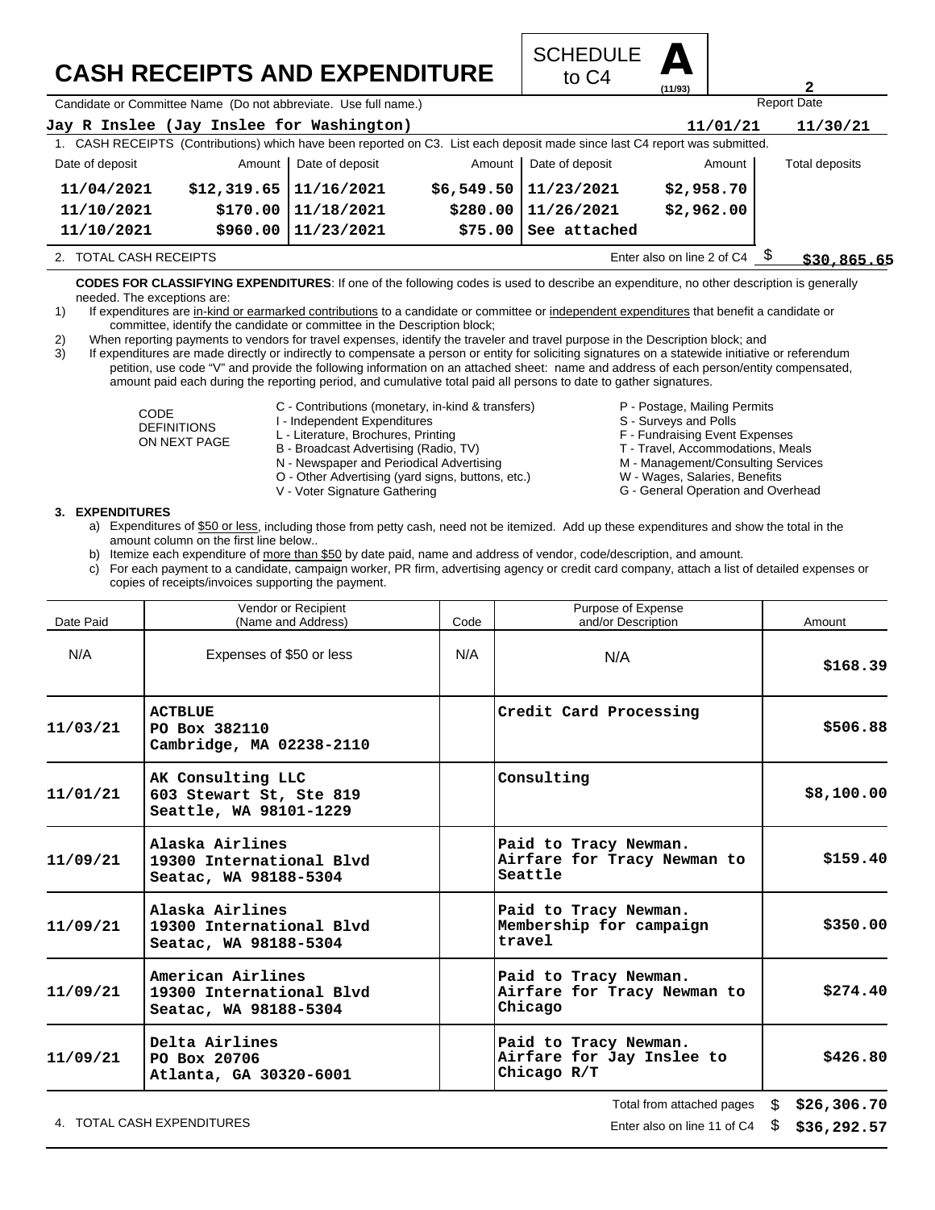# CASH RECEIPTS AND EXPENDITURE

SCHEDULE **A** to C4 (11/93)

Candidate or Committee Name (Do not abbreviate. Use full name.): **Jay R Inslee (Jay Inslee for Washington)**

Report Date: **11/01/21** **11/30/21**

1. CASH RECEIPTS (Contributions) which have been reported on C3. List each deposit made since last C4 report was submitted.

| Date of deposit | Amount | Date of deposit | Amount | Date of deposit | Amount | Total deposits |
|---|---|---|---|---|---|---|
| 11/04/2021 | $12,319.65 | 11/16/2021 | $6,549.50 | 11/23/2021 | $2,958.70 | |
| 11/10/2021 | $170.00 | 11/18/2021 | $280.00 | 11/26/2021 | $2,962.00 | |
| 11/10/2021 | $960.00 | 11/23/2021 | $75.00 | See attached | | |

2. TOTAL CASH RECEIPTS — Enter also on line 2 of C4 $ **$30,865.65**

**CODES FOR CLASSIFYING EXPENDITURES**: If one of the following codes is used to describe an expenditure, no other description is generally needed. The exceptions are:

1) If expenditures are in-kind or earmarked contributions to a candidate or committee or independent expenditures that benefit a candidate or committee, identify the candidate or committee in the Description block;
2) When reporting payments to vendors for travel expenses, identify the traveler and travel purpose in the Description block; and
3) If expenditures are made directly or indirectly to compensate a person or entity for soliciting signatures on a statewide initiative or referendum petition, use code "V" and provide the following information on an attached sheet: name and address of each person/entity compensated, amount paid each during the reporting period, and cumulative total paid all persons to date to gather signatures.

CODE DEFINITIONS ON NEXT PAGE

- C - Contributions (monetary, in-kind & transfers)
- I - Independent Expenditures
- L - Literature, Brochures, Printing
- B - Broadcast Advertising (Radio, TV)
- N - Newspaper and Periodical Advertising
- O - Other Advertising (yard signs, buttons, etc.)
- V - Voter Signature Gathering
- P - Postage, Mailing Permits
- S - Surveys and Polls
- F - Fundraising Event Expenses
- T - Travel, Accommodations, Meals
- M - Management/Consulting Services
- W - Wages, Salaries, Benefits
- G - General Operation and Overhead

**3. EXPENDITURES**

a) Expenditures of $50 or less, including those from petty cash, need not be itemized. Add up these expenditures and show the total in the amount column on the first line below..
b) Itemize each expenditure of more than $50 by date paid, name and address of vendor, code/description, and amount.
c) For each payment to a candidate, campaign worker, PR firm, advertising agency or credit card company, attach a list of detailed expenses or copies of receipts/invoices supporting the payment.

| Date Paid | Vendor or Recipient (Name and Address) | Code | Purpose of Expense and/or Description | Amount |
|---|---|---|---|---|
| N/A | Expenses of $50 or less | N/A | N/A | $168.39 |
| 11/03/21 | ACTBLUE<br>PO Box 382110<br>Cambridge, MA 02238-2110 | | Credit Card Processing | $506.88 |
| 11/01/21 | AK Consulting LLC<br>603 Stewart St, Ste 819<br>Seattle, WA 98101-1229 | | Consulting | $8,100.00 |
| 11/09/21 | Alaska Airlines<br>19300 International Blvd<br>Seatac, WA 98188-5304 | | Paid to Tracy Newman. Airfare for Tracy Newman to Seattle | $159.40 |
| 11/09/21 | Alaska Airlines<br>19300 International Blvd<br>Seatac, WA 98188-5304 | | Paid to Tracy Newman. Membership for campaign travel | $350.00 |
| 11/09/21 | American Airlines<br>19300 International Blvd<br>Seatac, WA 98188-5304 | | Paid to Tracy Newman. Airfare for Tracy Newman to Chicago | $274.40 |
| 11/09/21 | Delta Airlines<br>PO Box 20706<br>Atlanta, GA 30320-6001 | | Paid to Tracy Newman. Airfare for Jay Inslee to Chicago R/T | $426.80 |

Total from attached pages $ **$26,306.70**

4. TOTAL CASH EXPENDITURES — Enter also on line 11 of C4 $ **$36,292.57**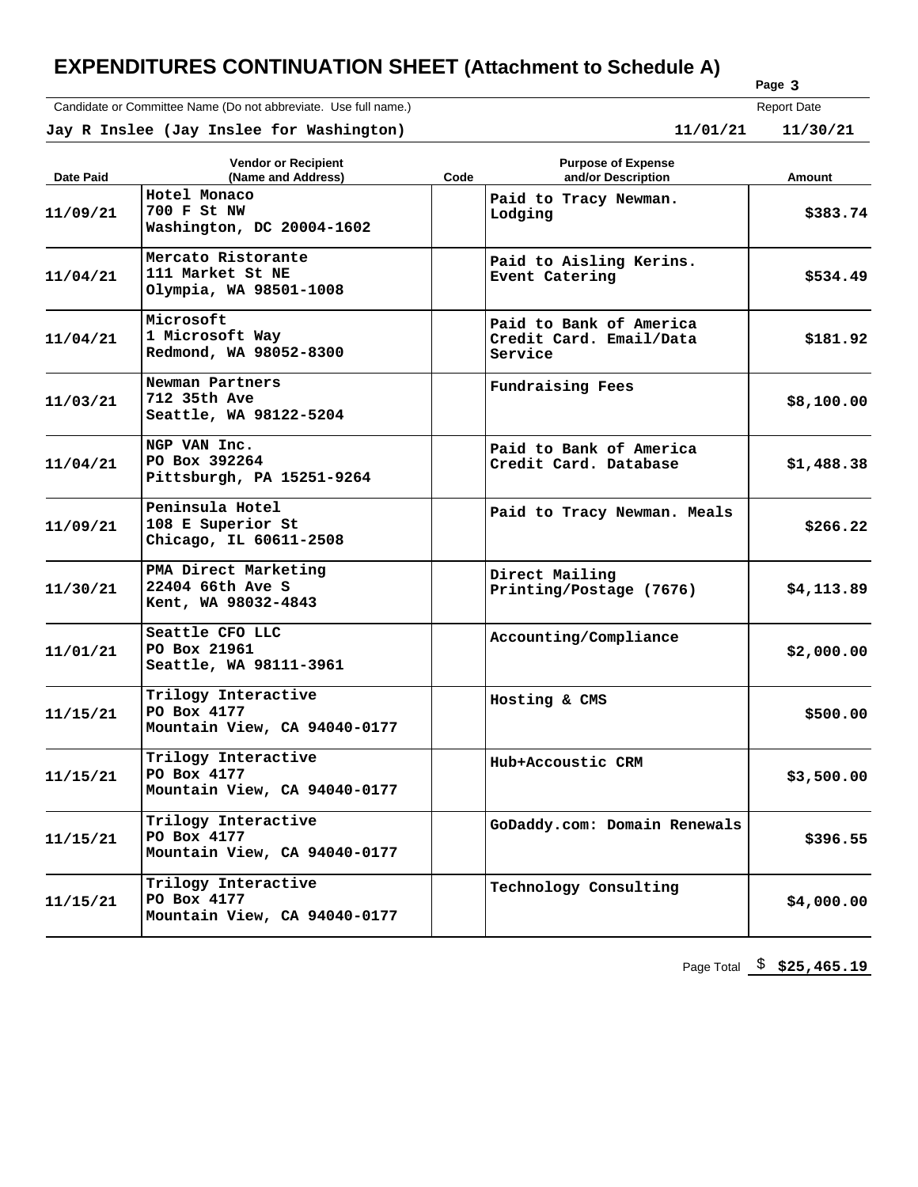# EXPENDITURES CONTINUATION SHEET (Attachment to Schedule A)

Candidate or Committee Name (Do not abbreviate. Use full name.)

**Jay R Inslee (Jay Inslee for Washington)**

Report Date: **11/01/21** **11/30/21**

| Date Paid | Vendor or Recipient (Name and Address) | Code | Purpose of Expense and/or Description | Amount |
|---|---|---|---|---|
| 11/09/21 | Hotel Monaco<br>700 F St NW<br>Washington, DC 20004-1602 | | Paid to Tracy Newman. Lodging | $383.74 |
| 11/04/21 | Mercato Ristorante<br>111 Market St NE<br>Olympia, WA 98501-1008 | | Paid to Aisling Kerins. Event Catering | $534.49 |
| 11/04/21 | Microsoft<br>1 Microsoft Way<br>Redmond, WA 98052-8300 | | Paid to Bank of America Credit Card. Email/Data Service | $181.92 |
| 11/03/21 | Newman Partners<br>712 35th Ave<br>Seattle, WA 98122-5204 | | Fundraising Fees | $8,100.00 |
| 11/04/21 | NGP VAN Inc.<br>PO Box 392264<br>Pittsburgh, PA 15251-9264 | | Paid to Bank of America Credit Card. Database | $1,488.38 |
| 11/09/21 | Peninsula Hotel<br>108 E Superior St<br>Chicago, IL 60611-2508 | | Paid to Tracy Newman. Meals | $266.22 |
| 11/30/21 | PMA Direct Marketing<br>22404 66th Ave S<br>Kent, WA 98032-4843 | | Direct Mailing Printing/Postage (7676) | $4,113.89 |
| 11/01/21 | Seattle CFO LLC<br>PO Box 21961<br>Seattle, WA 98111-3961 | | Accounting/Compliance | $2,000.00 |
| 11/15/21 | Trilogy Interactive<br>PO Box 4177<br>Mountain View, CA 94040-0177 | | Hosting & CMS | $500.00 |
| 11/15/21 | Trilogy Interactive<br>PO Box 4177<br>Mountain View, CA 94040-0177 | | Hub+Accoustic CRM | $3,500.00 |
| 11/15/21 | Trilogy Interactive<br>PO Box 4177<br>Mountain View, CA 94040-0177 | | GoDaddy.com: Domain Renewals | $396.55 |
| 11/15/21 | Trilogy Interactive<br>PO Box 4177<br>Mountain View, CA 94040-0177 | | Technology Consulting | $4,000.00 |

Page Total $ **$25,465.19**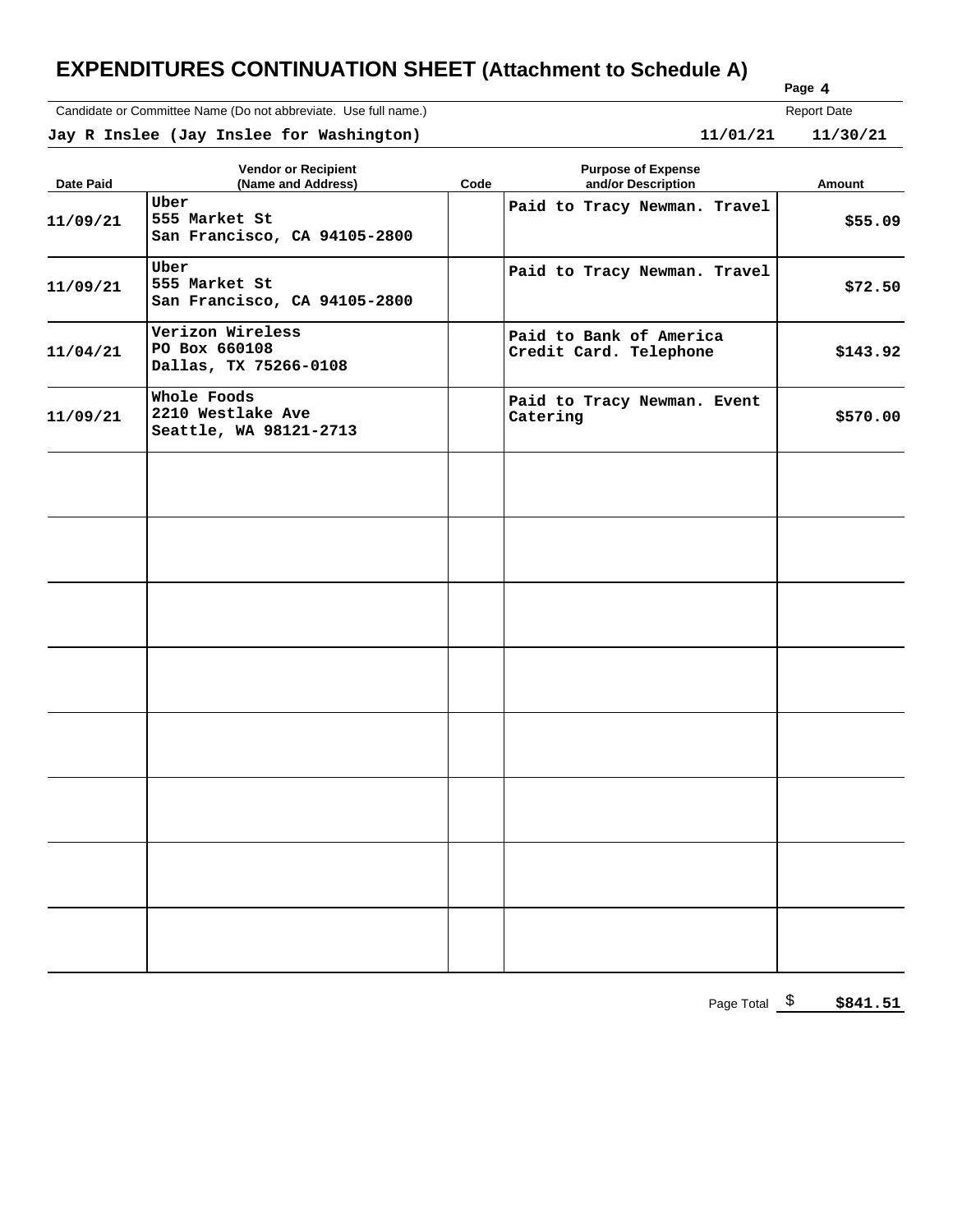# EXPENDITURES CONTINUATION SHEET (Attachment to Schedule A)

Page 4

Candidate or Committee Name (Do not abbreviate. Use full name.)

**Jay R Inslee (Jay Inslee for Washington)**

Report Date

**11/01/21 11/30/21**

| Date Paid | Vendor or Recipient (Name and Address) | Code | Purpose of Expense and/or Description | Amount |
|---|---|---|---|---|
| 11/09/21 | Uber<br>555 Market St<br>San Francisco, CA 94105-2800 | | Paid to Tracy Newman. Travel | $55.09 |
| 11/09/21 | Uber<br>555 Market St<br>San Francisco, CA 94105-2800 | | Paid to Tracy Newman. Travel | $72.50 |
| 11/04/21 | Verizon Wireless<br>PO Box 660108<br>Dallas, TX 75266-0108 | | Paid to Bank of America Credit Card. Telephone | $143.92 |
| 11/09/21 | Whole Foods<br>2210 Westlake Ave<br>Seattle, WA 98121-2713 | | Paid to Tracy Newman. Event Catering | $570.00 |
| | | | | |
| | | | | |
| | | | | |
| | | | | |
| | | | | |
| | | | | |
| | | | | |
| | | | | |

Page Total $ **$841.51**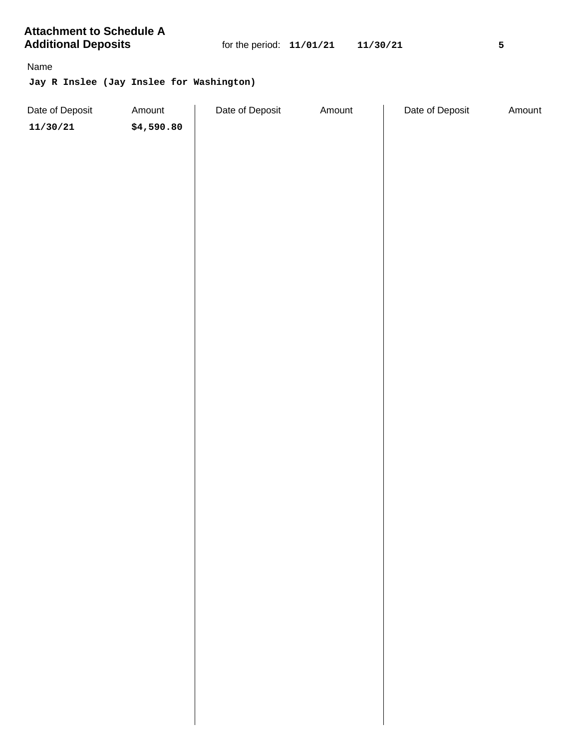# Attachment to Schedule A
## Additional Deposits

for the period: **11/01/21** **11/30/21**

Name

**Jay R Inslee (Jay Inslee for Washington)**

| Date of Deposit | Amount | Date of Deposit | Amount | Date of Deposit | Amount |
|---|---|---|---|---|---|
| 11/30/21 | $4,590.80 | | | | |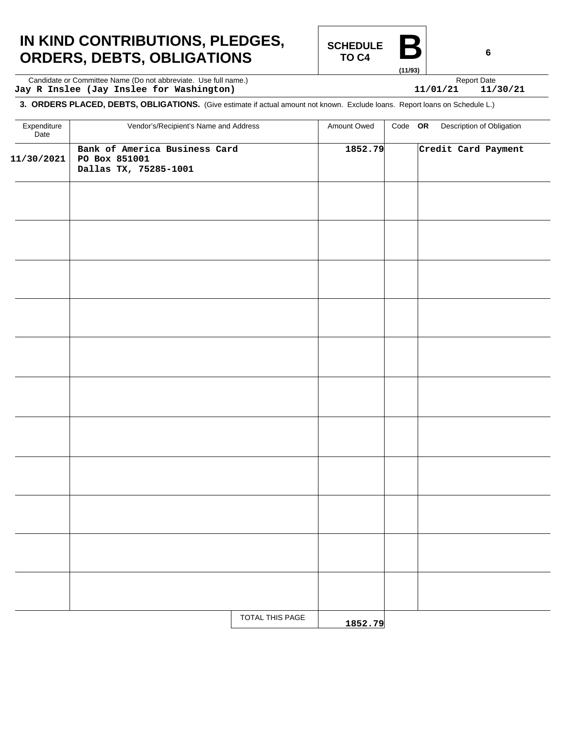# IN KIND CONTRIBUTIONS, PLEDGES, ORDERS, DEBTS, OBLIGATIONS

**SCHEDULE TO C4** **B** **(11/93)**

Candidate or Committee Name (Do not abbreviate. Use full name.)
**Jay R Inslee (Jay Inslee for Washington)**

Report Date
**11/01/21 11/30/21**

**3. ORDERS PLACED, DEBTS, OBLIGATIONS.** (Give estimate if actual amount not known. Exclude loans. Report loans on Schedule L.)

| Expenditure Date | Vendor's/Recipient's Name and Address | Amount Owed | Code | OR Description of Obligation |
|---|---|---|---|---|
| 11/30/2021 | Bank of America Business Card<br>PO Box 851001<br>Dallas TX, 75285-1001 | 1852.79 | | Credit Card Payment |
| | | | | |
| | | | | |
| | | | | |
| | | | | |
| | | | | |
| | | | | |
| | | | | |
| | | | | |
| | | | | |
| | | | | |
| | | | | |
| | TOTAL THIS PAGE | 1852.79 | | |